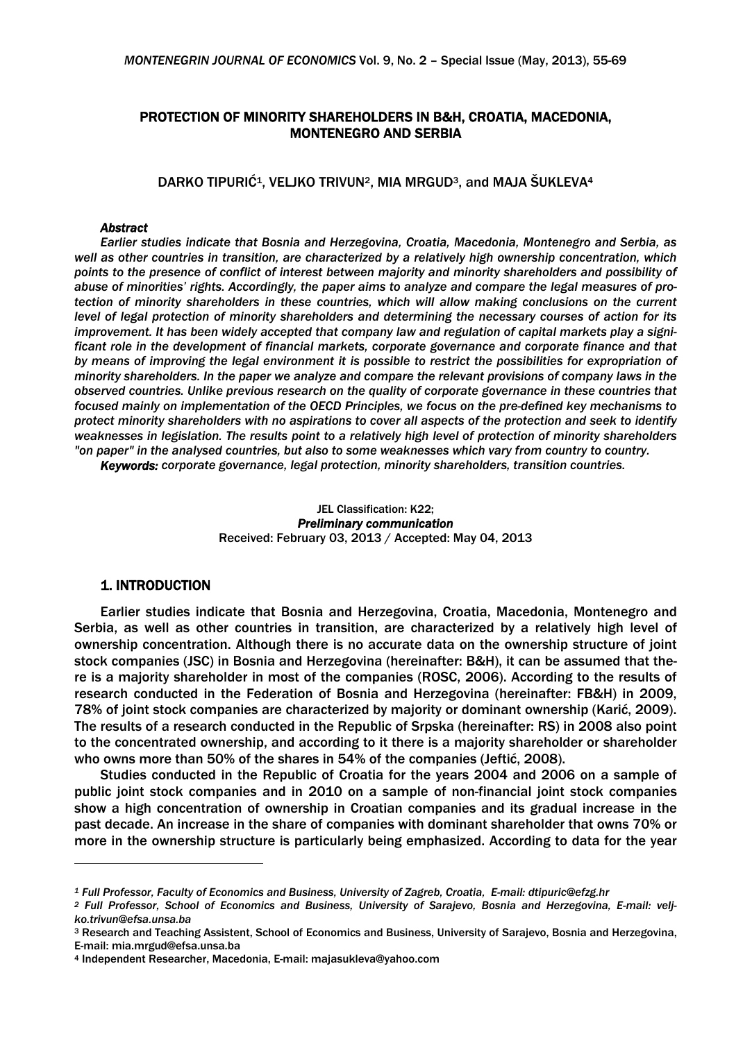# PROTECTION OF MINORITY SHAREHOLDERS IN B&H, CROATIA, MACEDONIA, MONTENEGRO AND SERBIA

DARKO TIPURIĆ[1], VELJKO TRIVUN[2], MIA MRGUD[3], and MAJA ŠUKLEVA[4]

### *Abstract*

*Earlier studies indicate that Bosnia and Herzegovina, Croatia, Macedonia, Montenegro and Serbia, as well as other countries in transition, are characterized by a relatively high ownership concentration, which points to the presence of conflict of interest between majority and minority shareholders and possibility of abuse of minorities' rights. Accordingly, the paper aims to analyze and compare the legal measures of protection of minority shareholders in these countries, which will allow making conclusions on the current level of legal protection of minority shareholders and determining the necessary courses of action for its improvement. It has been widely accepted that company law and regulation of capital markets play a significant role in the development of financial markets, corporate governance and corporate finance and that by means of improving the legal environment it is possible to restrict the possibilities for expropriation of minority shareholders. In the paper we analyze and compare the relevant provisions of company laws in the observed countries. Unlike previous research on the quality of corporate governance in these countries that focused mainly on implementation of the OECD Principles, we focus on the pre-defined key mechanisms to protect minority shareholders with no aspirations to cover all aspects of the protection and seek to identify weaknesses in legislation. The results point to a relatively high level of protection of minority shareholders "on paper" in the analysed countries, but also to some weaknesses which vary from country to country.*

***Keywords:*** *corporate governance, legal protection, minority shareholders, transition countries.*

JEL Classification: K22;
***Preliminary communication***
Received: February 03, 2013 / Accepted: May 04, 2013

## 1. INTRODUCTION

Earlier studies indicate that Bosnia and Herzegovina, Croatia, Macedonia, Montenegro and Serbia, as well as other countries in transition, are characterized by a relatively high level of ownership concentration. Although there is no accurate data on the ownership structure of joint stock companies (JSC) in Bosnia and Herzegovina (hereinafter: B&H), it can be assumed that there is a majority shareholder in most of the companies (ROSC, 2006). According to the results of research conducted in the Federation of Bosnia and Herzegovina (hereinafter: FB&H) in 2009, 78% of joint stock companies are characterized by majority or dominant ownership (Karić, 2009). The results of a research conducted in the Republic of Srpska (hereinafter: RS) in 2008 also point to the concentrated ownership, and according to it there is a majority shareholder or shareholder who owns more than 50% of the shares in 54% of the companies (Jeftić, 2008).

Studies conducted in the Republic of Croatia for the years 2004 and 2006 on a sample of public joint stock companies and in 2010 on a sample of non-financial joint stock companies show a high concentration of ownership in Croatian companies and its gradual increase in the past decade. An increase in the share of companies with dominant shareholder that owns 70% or more in the ownership structure is particularly being emphasized. According to data for the year

---

[1] *Full Professor, Faculty of Economics and Business, University of Zagreb, Croatia, E-mail: dtipuric@efzg.hr*

[2] *Full Professor, School of Economics and Business, University of Sarajevo, Bosnia and Herzegovina, E-mail: veljko.trivun@efsa.unsa.ba*

[3] Research and Teaching Assistent, School of Economics and Business, University of Sarajevo, Bosnia and Herzegovina, E-mail: mia.mrgud@efsa.unsa.ba

[4] Independent Researcher, Macedonia, E-mail: majasukleva@yahoo.com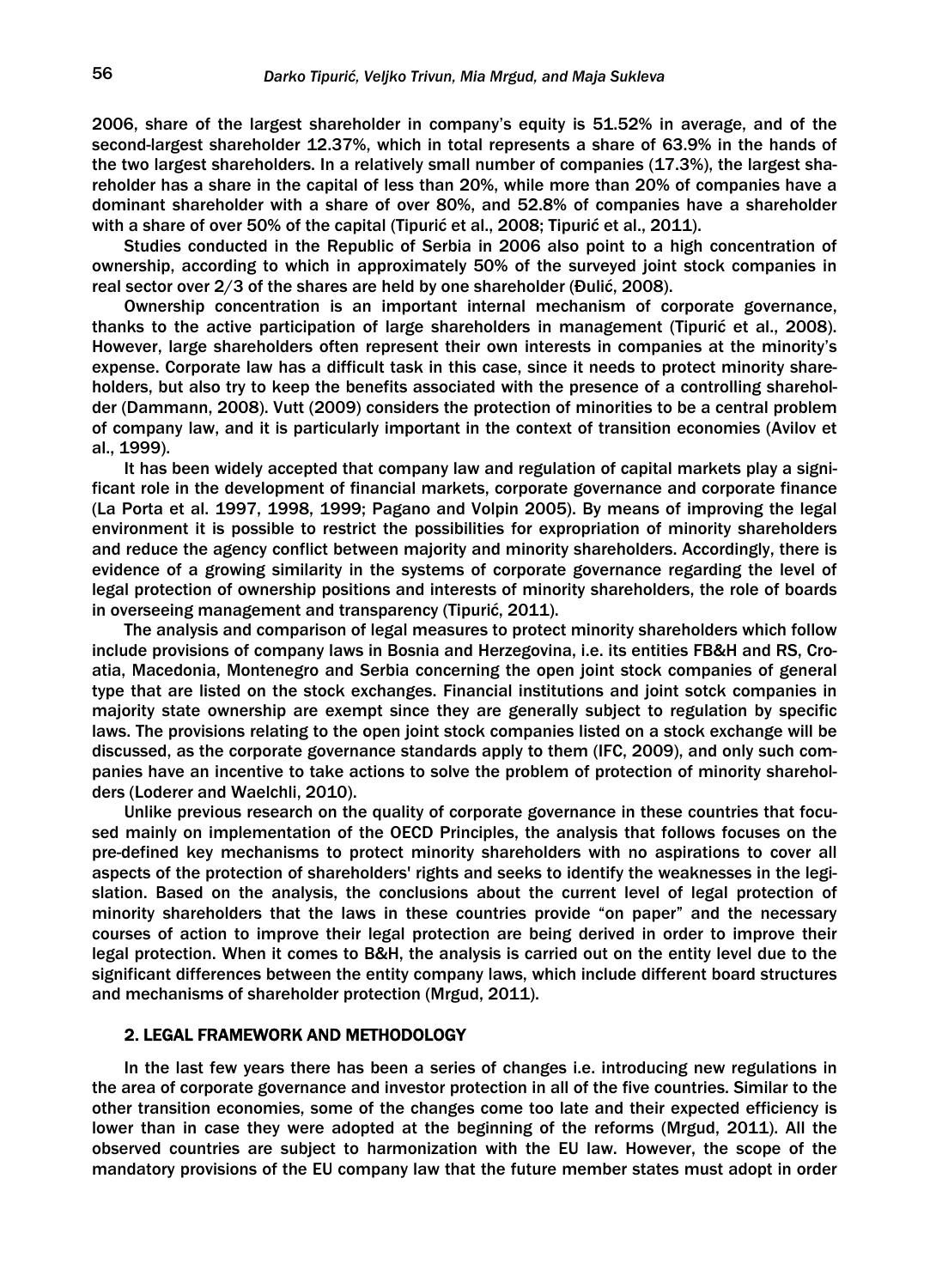2006, share of the largest shareholder in company's equity is 51.52% in average, and of the second-largest shareholder 12.37%, which in total represents a share of 63.9% in the hands of the two largest shareholders. In a relatively small number of companies (17.3%), the largest shareholder has a share in the capital of less than 20%, while more than 20% of companies have a dominant shareholder with a share of over 80%, and 52.8% of companies have a shareholder with a share of over 50% of the capital (Tipurić et al., 2008; Tipurić et al., 2011).

Studies conducted in the Republic of Serbia in 2006 also point to a high concentration of ownership, according to which in approximately 50% of the surveyed joint stock companies in real sector over 2/3 of the shares are held by one shareholder (Đulić, 2008).

Ownership concentration is an important internal mechanism of corporate governance, thanks to the active participation of large shareholders in management (Tipurić et al., 2008). However, large shareholders often represent their own interests in companies at the minority's expense. Corporate law has a difficult task in this case, since it needs to protect minority shareholders, but also try to keep the benefits associated with the presence of a controlling shareholder (Dammann, 2008). Vutt (2009) considers the protection of minorities to be a central problem of company law, and it is particularly important in the context of transition economies (Avilov et al., 1999).

It has been widely accepted that company law and regulation of capital markets play a significant role in the development of financial markets, corporate governance and corporate finance (La Porta et al. 1997, 1998, 1999; Pagano and Volpin 2005). By means of improving the legal environment it is possible to restrict the possibilities for expropriation of minority shareholders and reduce the agency conflict between majority and minority shareholders. Accordingly, there is evidence of a growing similarity in the systems of corporate governance regarding the level of legal protection of ownership positions and interests of minority shareholders, the role of boards in overseeing management and transparency (Tipurić, 2011).

The analysis and comparison of legal measures to protect minority shareholders which follow include provisions of company laws in Bosnia and Herzegovina, i.e. its entities FB&H and RS, Croatia, Macedonia, Montenegro and Serbia concerning the open joint stock companies of general type that are listed on the stock exchanges. Financial institutions and joint sotck companies in majority state ownership are exempt since they are generally subject to regulation by specific laws. The provisions relating to the open joint stock companies listed on a stock exchange will be discussed, as the corporate governance standards apply to them (IFC, 2009), and only such companies have an incentive to take actions to solve the problem of protection of minority shareholders (Loderer and Waelchli, 2010).

Unlike previous research on the quality of corporate governance in these countries that focused mainly on implementation of the OECD Principles, the analysis that follows focuses on the pre-defined key mechanisms to protect minority shareholders with no aspirations to cover all aspects of the protection of shareholders' rights and seeks to identify the weaknesses in the legislation. Based on the analysis, the conclusions about the current level of legal protection of minority shareholders that the laws in these countries provide "on paper" and the necessary courses of action to improve their legal protection are being derived in order to improve their legal protection. When it comes to B&H, the analysis is carried out on the entity level due to the significant differences between the entity company laws, which include different board structures and mechanisms of shareholder protection (Mrgud, 2011).

## 2. LEGAL FRAMEWORK AND METHODOLOGY

In the last few years there has been a series of changes i.e. introducing new regulations in the area of corporate governance and investor protection in all of the five countries. Similar to the other transition economies, some of the changes come too late and their expected efficiency is lower than in case they were adopted at the beginning of the reforms (Mrgud, 2011). All the observed countries are subject to harmonization with the EU law. However, the scope of the mandatory provisions of the EU company law that the future member states must adopt in order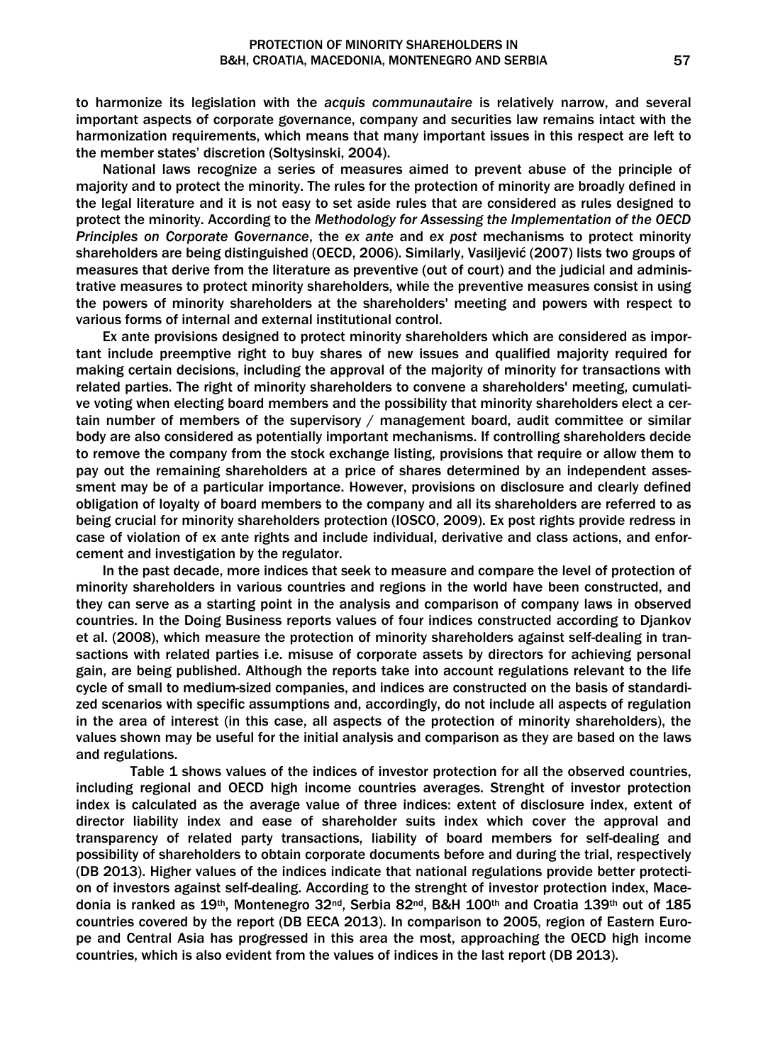to harmonize its legislation with the *acquis communautaire* is relatively narrow, and several important aspects of corporate governance, company and securities law remains intact with the harmonization requirements, which means that many important issues in this respect are left to the member states' discretion (Soltysinski, 2004).

National laws recognize a series of measures aimed to prevent abuse of the principle of majority and to protect the minority. The rules for the protection of minority are broadly defined in the legal literature and it is not easy to set aside rules that are considered as rules designed to protect the minority. According to the *Methodology for Assessing the Implementation of the OECD Principles on Corporate Governance*, the *ex ante* and *ex post* mechanisms to protect minority shareholders are being distinguished (OECD, 2006). Similarly, Vasiljević (2007) lists two groups of measures that derive from the literature as preventive (out of court) and the judicial and administrative measures to protect minority shareholders, while the preventive measures consist in using the powers of minority shareholders at the shareholders' meeting and powers with respect to various forms of internal and external institutional control.

Ex ante provisions designed to protect minority shareholders which are considered as important include preemptive right to buy shares of new issues and qualified majority required for making certain decisions, including the approval of the majority of minority for transactions with related parties. The right of minority shareholders to convene a shareholders' meeting, cumulative voting when electing board members and the possibility that minority shareholders elect a certain number of members of the supervisory / management board, audit committee or similar body are also considered as potentially important mechanisms. If controlling shareholders decide to remove the company from the stock exchange listing, provisions that require or allow them to pay out the remaining shareholders at a price of shares determined by an independent assessment may be of a particular importance. However, provisions on disclosure and clearly defined obligation of loyalty of board members to the company and all its shareholders are referred to as being crucial for minority shareholders protection (IOSCO, 2009). Ex post rights provide redress in case of violation of ex ante rights and include individual, derivative and class actions, and enforcement and investigation by the regulator.

In the past decade, more indices that seek to measure and compare the level of protection of minority shareholders in various countries and regions in the world have been constructed, and they can serve as a starting point in the analysis and comparison of company laws in observed countries. In the Doing Business reports values of four indices constructed according to Djankov et al. (2008), which measure the protection of minority shareholders against self-dealing in transactions with related parties i.e. misuse of corporate assets by directors for achieving personal gain, are being published. Although the reports take into account regulations relevant to the life cycle of small to medium-sized companies, and indices are constructed on the basis of standardized scenarios with specific assumptions and, accordingly, do not include all aspects of regulation in the area of interest (in this case, all aspects of the protection of minority shareholders), the values shown may be useful for the initial analysis and comparison as they are based on the laws and regulations.

Table 1 shows values of the indices of investor protection for all the observed countries, including regional and OECD high income countries averages. Strenght of investor protection index is calculated as the average value of three indices: extent of disclosure index, extent of director liability index and ease of shareholder suits index which cover the approval and transparency of related party transactions, liability of board members for self-dealing and possibility of shareholders to obtain corporate documents before and during the trial, respectively (DB 2013). Higher values of the indices indicate that national regulations provide better protection of investors against self-dealing. According to the strenght of investor protection index, Macedonia is ranked as 19th, Montenegro 32nd, Serbia 82nd, B&H 100th and Croatia 139th out of 185 countries covered by the report (DB EECA 2013). In comparison to 2005, region of Eastern Europe and Central Asia has progressed in this area the most, approaching the OECD high income countries, which is also evident from the values of indices in the last report (DB 2013).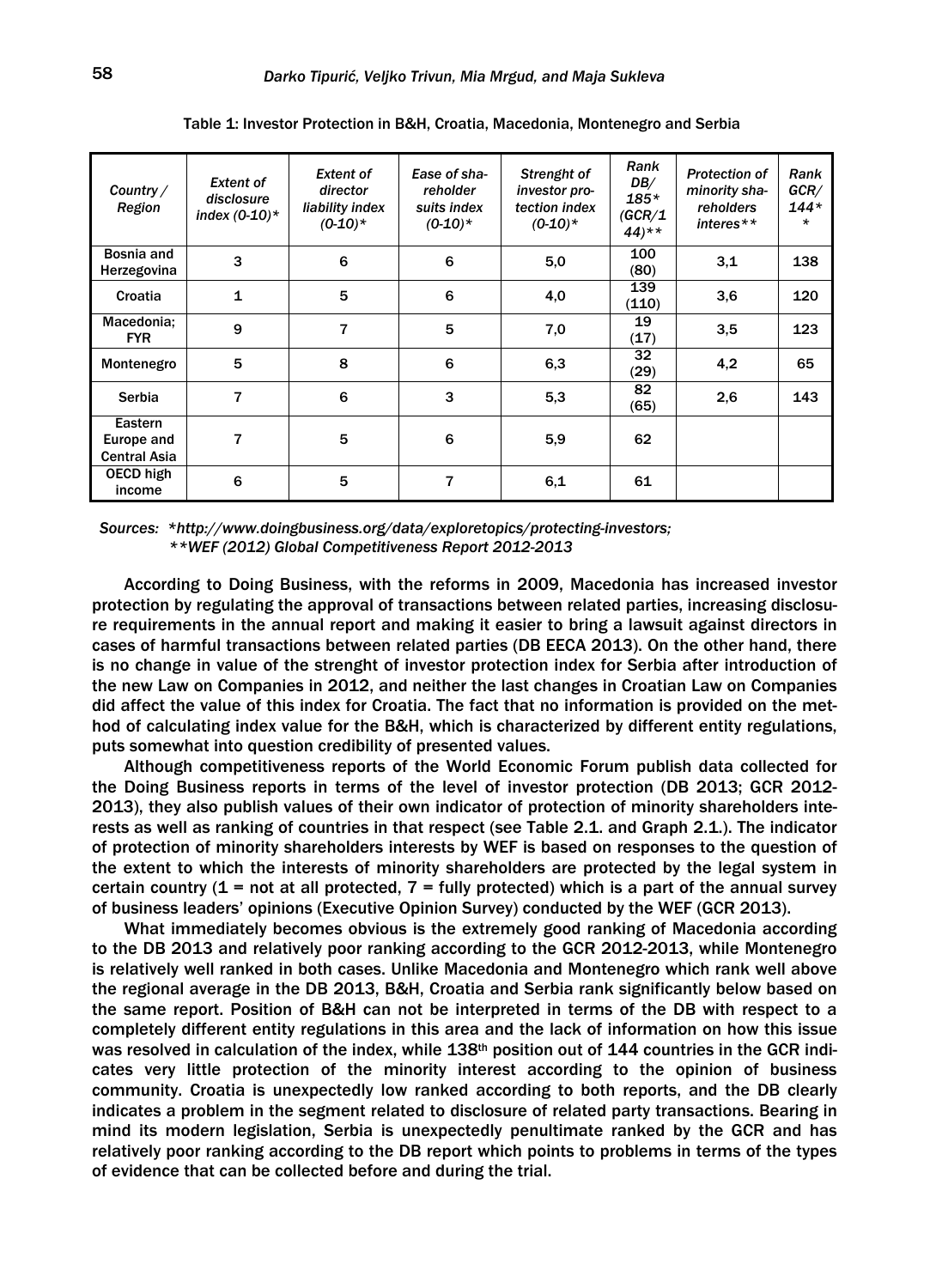Table 1: Investor Protection in B&H, Croatia, Macedonia, Montenegro and Serbia

| *Country / Region* | *Extent of disclosure index (0-10)** | *Extent of director liability index (0-10)** | *Ease of shareholder suits index (0-10)** | *Strenght of investor protection index (0-10)** | *Rank DB/ 185* (GCR/144)*** | *Protection of minority shareholders interes*** | *Rank GCR/ 144*** |
|---|---|---|---|---|---|---|---|
| Bosnia and Herzegovina | 3 | 6 | 6 | 5,0 | 100 (80) | 3,1 | 138 |
| Croatia | 1 | 5 | 6 | 4,0 | 139 (110) | 3,6 | 120 |
| Macedonia; FYR | 9 | 7 | 5 | 7,0 | 19 (17) | 3,5 | 123 |
| Montenegro | 5 | 8 | 6 | 6,3 | 32 (29) | 4,2 | 65 |
| Serbia | 7 | 6 | 3 | 5,3 | 82 (65) | 2,6 | 143 |
| Eastern Europe and Central Asia | 7 | 5 | 6 | 5,9 | 62 | | |
| OECD high income | 6 | 5 | 7 | 6,1 | 61 | | |

*Sources: *http://www.doingbusiness.org/data/exploretopics/protecting-investors;*
*\*\*WEF (2012) Global Competitiveness Report 2012-2013*

According to Doing Business, with the reforms in 2009, Macedonia has increased investor protection by regulating the approval of transactions between related parties, increasing disclosure requirements in the annual report and making it easier to bring a lawsuit against directors in cases of harmful transactions between related parties (DB EECA 2013). On the other hand, there is no change in value of the strenght of investor protection index for Serbia after introduction of the new Law on Companies in 2012, and neither the last changes in Croatian Law on Companies did affect the value of this index for Croatia. The fact that no information is provided on the method of calculating index value for the B&H, which is characterized by different entity regulations, puts somewhat into question credibility of presented values.

Although competitiveness reports of the World Economic Forum publish data collected for the Doing Business reports in terms of the level of investor protection (DB 2013; GCR 2012-2013), they also publish values of their own indicator of protection of minority shareholders interests as well as ranking of countries in that respect (see Table 2.1. and Graph 2.1.). The indicator of protection of minority shareholders interests by WEF is based on responses to the question of the extent to which the interests of minority shareholders are protected by the legal system in certain country (1 = not at all protected, 7 = fully protected) which is a part of the annual survey of business leaders' opinions (Executive Opinion Survey) conducted by the WEF (GCR 2013).

What immediately becomes obvious is the extremely good ranking of Macedonia according to the DB 2013 and relatively poor ranking according to the GCR 2012-2013, while Montenegro is relatively well ranked in both cases. Unlike Macedonia and Montenegro which rank well above the regional average in the DB 2013, B&H, Croatia and Serbia rank significantly below based on the same report. Position of B&H can not be interpreted in terms of the DB with respect to a completely different entity regulations in this area and the lack of information on how this issue was resolved in calculation of the index, while 138th position out of 144 countries in the GCR indicates very little protection of the minority interest according to the opinion of business community. Croatia is unexpectedly low ranked according to both reports, and the DB clearly indicates a problem in the segment related to disclosure of related party transactions. Bearing in mind its modern legislation, Serbia is unexpectedly penultimate ranked by the GCR and has relatively poor ranking according to the DB report which points to problems in terms of the types of evidence that can be collected before and during the trial.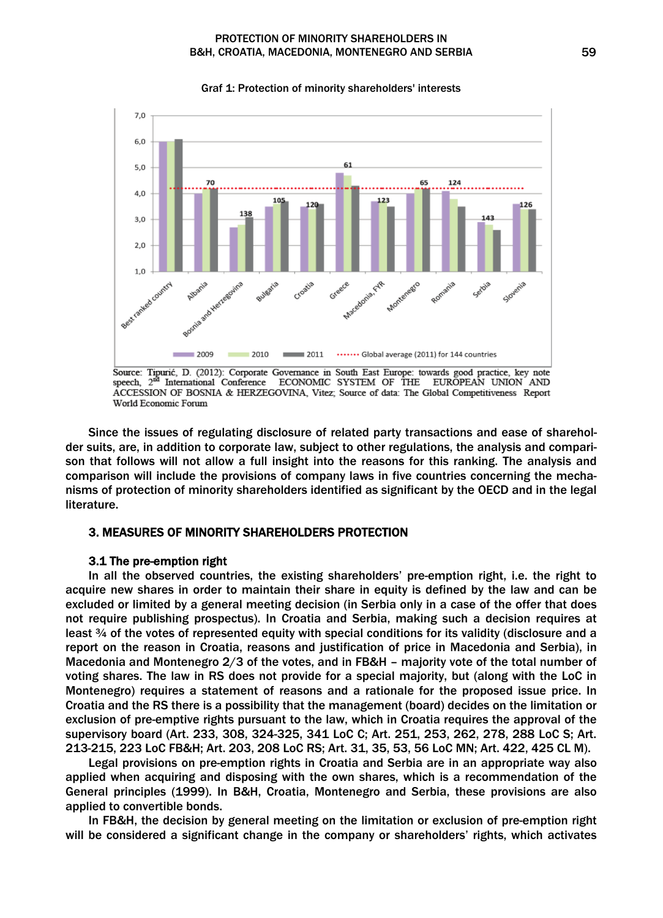Graf 1: Protection of minority shareholders' interests

Source: Tipurić, D. (2012): Corporate Governance in South East Europe: towards good practice, key note speech, 2nd International Conference ECONOMIC SYSTEM OF THE EUROPEAN UNION AND ACCESSION OF BOSNIA & HERZEGOVINA, Vitez; Source of data: The Global Competitiveness Report World Economic Forum

Since the issues of regulating disclosure of related party transactions and ease of shareholder suits, are, in addition to corporate law, subject to other regulations, the analysis and comparison that follows will not allow a full insight into the reasons for this ranking. The analysis and comparison will include the provisions of company laws in five countries concerning the mechanisms of protection of minority shareholders identified as significant by the OECD and in the legal literature.

## 3. MEASURES OF MINORITY SHAREHOLDERS PROTECTION

### 3.1 The pre-emption right

In all the observed countries, the existing shareholders' pre-emption right, i.e. the right to acquire new shares in order to maintain their share in equity is defined by the law and can be excluded or limited by a general meeting decision (in Serbia only in a case of the offer that does not require publishing prospectus). In Croatia and Serbia, making such a decision requires at least ¾ of the votes of represented equity with special conditions for its validity (disclosure and a report on the reason in Croatia, reasons and justification of price in Macedonia and Serbia), in Macedonia and Montenegro 2/3 of the votes, and in FB&H – majority vote of the total number of voting shares. The law in RS does not provide for a special majority, but (along with the LoC in Montenegro) requires a statement of reasons and a rationale for the proposed issue price. In Croatia and the RS there is a possibility that the management (board) decides on the limitation or exclusion of pre-emptive rights pursuant to the law, which in Croatia requires the approval of the supervisory board (Art. 233, 308, 324-325, 341 LoC C; Art. 251, 253, 262, 278, 288 LoC S; Art. 213-215, 223 LoC FB&H; Art. 203, 208 LoC RS; Art. 31, 35, 53, 56 LoC MN; Art. 422, 425 CL M).

Legal provisions on pre-emption rights in Croatia and Serbia are in an appropriate way also applied when acquiring and disposing with the own shares, which is a recommendation of the General principles (1999). In B&H, Croatia, Montenegro and Serbia, these provisions are also applied to convertible bonds.

In FB&H, the decision by general meeting on the limitation or exclusion of pre-emption right will be considered a significant change in the company or shareholders' rights, which activates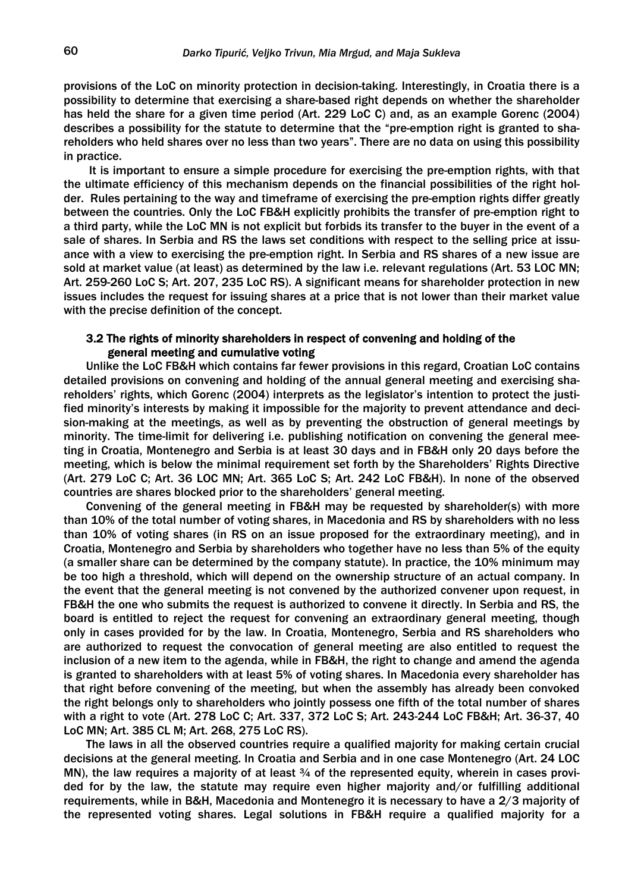provisions of the LoC on minority protection in decision-taking. Interestingly, in Croatia there is a possibility to determine that exercising a share-based right depends on whether the shareholder has held the share for a given time period (Art. 229 LoC C) and, as an example Gorenc (2004) describes a possibility for the statute to determine that the "pre-emption right is granted to shareholders who held shares over no less than two years". There are no data on using this possibility in practice.

It is important to ensure a simple procedure for exercising the pre-emption rights, with that the ultimate efficiency of this mechanism depends on the financial possibilities of the right holder. Rules pertaining to the way and timeframe of exercising the pre-emption rights differ greatly between the countries. Only the LoC FB&H explicitly prohibits the transfer of pre-emption right to a third party, while the LoC MN is not explicit but forbids its transfer to the buyer in the event of a sale of shares. In Serbia and RS the laws set conditions with respect to the selling price at issuance with a view to exercising the pre-emption right. In Serbia and RS shares of a new issue are sold at market value (at least) as determined by the law i.e. relevant regulations (Art. 53 LOC MN; Art. 259-260 LoC S; Art. 207, 235 LoC RS). A significant means for shareholder protection in new issues includes the request for issuing shares at a price that is not lower than their market value with the precise definition of the concept.

### 3.2 The rights of minority shareholders in respect of convening and holding of the general meeting and cumulative voting

Unlike the LoC FB&H which contains far fewer provisions in this regard, Croatian LoC contains detailed provisions on convening and holding of the annual general meeting and exercising shareholders' rights, which Gorenc (2004) interprets as the legislator's intention to protect the justified minority's interests by making it impossible for the majority to prevent attendance and decision-making at the meetings, as well as by preventing the obstruction of general meetings by minority. The time-limit for delivering i.e. publishing notification on convening the general meeting in Croatia, Montenegro and Serbia is at least 30 days and in FB&H only 20 days before the meeting, which is below the minimal requirement set forth by the Shareholders' Rights Directive (Art. 279 LoC C; Art. 36 LOC MN; Art. 365 LoC S; Art. 242 LoC FB&H). In none of the observed countries are shares blocked prior to the shareholders' general meeting.

Convening of the general meeting in FB&H may be requested by shareholder(s) with more than 10% of the total number of voting shares, in Macedonia and RS by shareholders with no less than 10% of voting shares (in RS on an issue proposed for the extraordinary meeting), and in Croatia, Montenegro and Serbia by shareholders who together have no less than 5% of the equity (a smaller share can be determined by the company statute). In practice, the 10% minimum may be too high a threshold, which will depend on the ownership structure of an actual company. In the event that the general meeting is not convened by the authorized convener upon request, in FB&H the one who submits the request is authorized to convene it directly. In Serbia and RS, the board is entitled to reject the request for convening an extraordinary general meeting, though only in cases provided for by the law. In Croatia, Montenegro, Serbia and RS shareholders who are authorized to request the convocation of general meeting are also entitled to request the inclusion of a new item to the agenda, while in FB&H, the right to change and amend the agenda is granted to shareholders with at least 5% of voting shares. In Macedonia every shareholder has that right before convening of the meeting, but when the assembly has already been convoked the right belongs only to shareholders who jointly possess one fifth of the total number of shares with a right to vote (Art. 278 LoC C; Art. 337, 372 LoC S; Art. 243-244 LoC FB&H; Art. 36-37, 40 LoC MN; Art. 385 CL M; Art. 268, 275 LoC RS).

The laws in all the observed countries require a qualified majority for making certain crucial decisions at the general meeting. In Croatia and Serbia and in one case Montenegro (Art. 24 LOC MN), the law requires a majority of at least ¾ of the represented equity, wherein in cases provided for by the law, the statute may require even higher majority and/or fulfilling additional requirements, while in B&H, Macedonia and Montenegro it is necessary to have a 2/3 majority of the represented voting shares. Legal solutions in FB&H require a qualified majority for a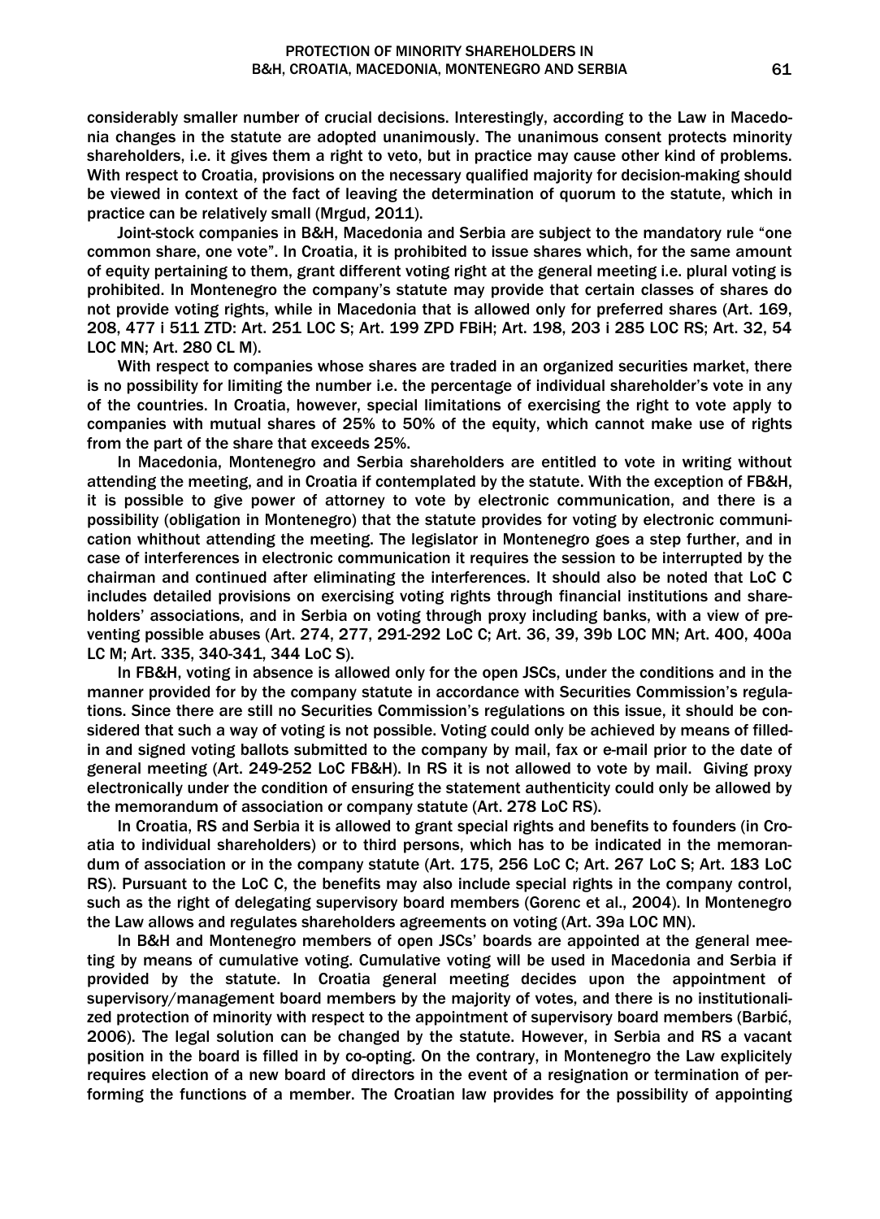considerably smaller number of crucial decisions. Interestingly, according to the Law in Macedonia changes in the statute are adopted unanimously. The unanimous consent protects minority shareholders, i.e. it gives them a right to veto, but in practice may cause other kind of problems. With respect to Croatia, provisions on the necessary qualified majority for decision-making should be viewed in context of the fact of leaving the determination of quorum to the statute, which in practice can be relatively small (Mrgud, 2011).

Joint-stock companies in B&H, Macedonia and Serbia are subject to the mandatory rule "one common share, one vote". In Croatia, it is prohibited to issue shares which, for the same amount of equity pertaining to them, grant different voting right at the general meeting i.e. plural voting is prohibited. In Montenegro the company's statute may provide that certain classes of shares do not provide voting rights, while in Macedonia that is allowed only for preferred shares (Art. 169, 208, 477 i 511 ZTD: Art. 251 LOC S; Art. 199 ZPD FBiH; Art. 198, 203 i 285 LOC RS; Art. 32, 54 LOC MN; Art. 280 CL M).

With respect to companies whose shares are traded in an organized securities market, there is no possibility for limiting the number i.e. the percentage of individual shareholder's vote in any of the countries. In Croatia, however, special limitations of exercising the right to vote apply to companies with mutual shares of 25% to 50% of the equity, which cannot make use of rights from the part of the share that exceeds 25%.

In Macedonia, Montenegro and Serbia shareholders are entitled to vote in writing without attending the meeting, and in Croatia if contemplated by the statute. With the exception of FB&H, it is possible to give power of attorney to vote by electronic communication, and there is a possibility (obligation in Montenegro) that the statute provides for voting by electronic communication whithout attending the meeting. The legislator in Montenegro goes a step further, and in case of interferences in electronic communication it requires the session to be interrupted by the chairman and continued after eliminating the interferences. It should also be noted that LoC C includes detailed provisions on exercising voting rights through financial institutions and shareholders' associations, and in Serbia on voting through proxy including banks, with a view of preventing possible abuses (Art. 274, 277, 291-292 LoC C; Art. 36, 39, 39b LOC MN; Art. 400, 400a LC M; Art. 335, 340-341, 344 LoC S).

In FB&H, voting in absence is allowed only for the open JSCs, under the conditions and in the manner provided for by the company statute in accordance with Securities Commission's regulations. Since there are still no Securities Commission's regulations on this issue, it should be considered that such a way of voting is not possible. Voting could only be achieved by means of filled-in and signed voting ballots submitted to the company by mail, fax or e-mail prior to the date of general meeting (Art. 249-252 LoC FB&H). In RS it is not allowed to vote by mail. Giving proxy electronically under the condition of ensuring the statement authenticity could only be allowed by the memorandum of association or company statute (Art. 278 LoC RS).

In Croatia, RS and Serbia it is allowed to grant special rights and benefits to founders (in Croatia to individual shareholders) or to third persons, which has to be indicated in the memorandum of association or in the company statute (Art. 175, 256 LoC C; Art. 267 LoC S; Art. 183 LoC RS). Pursuant to the LoC C, the benefits may also include special rights in the company control, such as the right of delegating supervisory board members (Gorenc et al., 2004). In Montenegro the Law allows and regulates shareholders agreements on voting (Art. 39a LOC MN).

In B&H and Montenegro members of open JSCs' boards are appointed at the general meeting by means of cumulative voting. Cumulative voting will be used in Macedonia and Serbia if provided by the statute. In Croatia general meeting decides upon the appointment of supervisory/management board members by the majority of votes, and there is no institutionalized protection of minority with respect to the appointment of supervisory board members (Barbić, 2006). The legal solution can be changed by the statute. However, in Serbia and RS a vacant position in the board is filled in by co-opting. On the contrary, in Montenegro the Law explicitely requires election of a new board of directors in the event of a resignation or termination of performing the functions of a member. The Croatian law provides for the possibility of appointing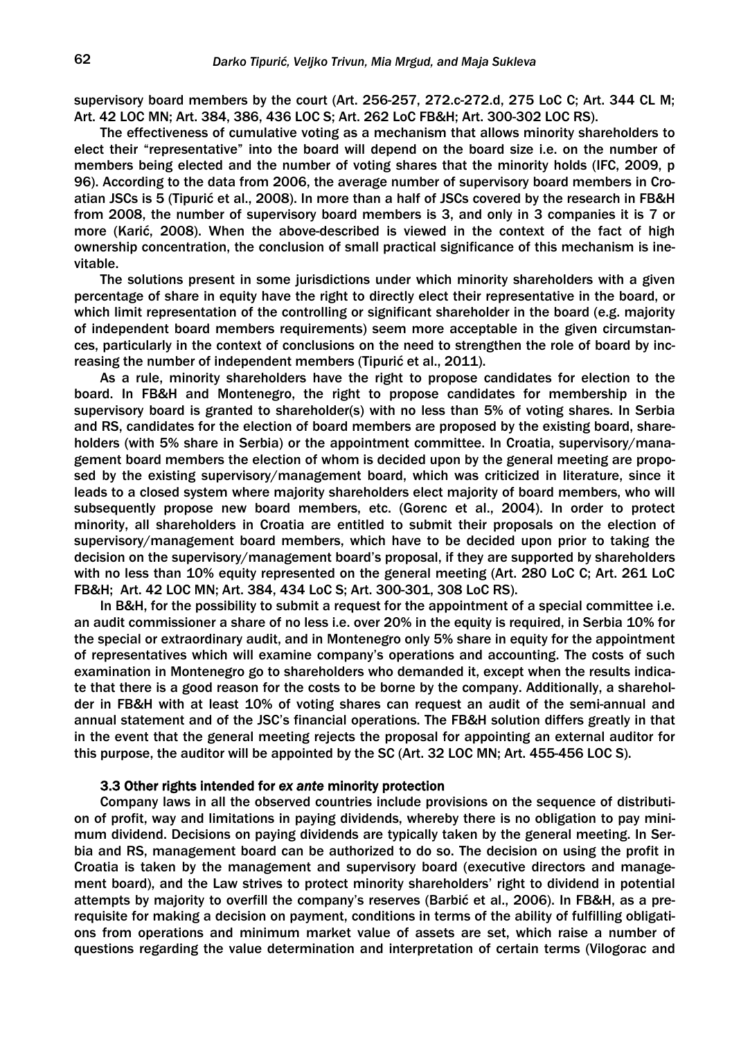supervisory board members by the court (Art. 256-257, 272.c-272.d, 275 LoC C; Art. 344 CL M; Art. 42 LOC MN; Art. 384, 386, 436 LOC S; Art. 262 LoC FB&H; Art. 300-302 LOC RS).

The effectiveness of cumulative voting as a mechanism that allows minority shareholders to elect their "representative" into the board will depend on the board size i.e. on the number of members being elected and the number of voting shares that the minority holds (IFC, 2009, p 96). According to the data from 2006, the average number of supervisory board members in Croatian JSCs is 5 (Tipurić et al., 2008). In more than a half of JSCs covered by the research in FB&H from 2008, the number of supervisory board members is 3, and only in 3 companies it is 7 or more (Karić, 2008). When the above-described is viewed in the context of the fact of high ownership concentration, the conclusion of small practical significance of this mechanism is inevitable.

The solutions present in some jurisdictions under which minority shareholders with a given percentage of share in equity have the right to directly elect their representative in the board, or which limit representation of the controlling or significant shareholder in the board (e.g. majority of independent board members requirements) seem more acceptable in the given circumstances, particularly in the context of conclusions on the need to strengthen the role of board by increasing the number of independent members (Tipurić et al., 2011).

As a rule, minority shareholders have the right to propose candidates for election to the board. In FB&H and Montenegro, the right to propose candidates for membership in the supervisory board is granted to shareholder(s) with no less than 5% of voting shares. In Serbia and RS, candidates for the election of board members are proposed by the existing board, shareholders (with 5% share in Serbia) or the appointment committee. In Croatia, supervisory/management board members the election of whom is decided upon by the general meeting are proposed by the existing supervisory/management board, which was criticized in literature, since it leads to a closed system where majority shareholders elect majority of board members, who will subsequently propose new board members, etc. (Gorenc et al., 2004). In order to protect minority, all shareholders in Croatia are entitled to submit their proposals on the election of supervisory/management board members, which have to be decided upon prior to taking the decision on the supervisory/management board's proposal, if they are supported by shareholders with no less than 10% equity represented on the general meeting (Art. 280 LoC C; Art. 261 LoC FB&H; Art. 42 LOC MN; Art. 384, 434 LoC S; Art. 300-301, 308 LoC RS).

In B&H, for the possibility to submit a request for the appointment of a special committee i.e. an audit commissioner a share of no less i.e. over 20% in the equity is required, in Serbia 10% for the special or extraordinary audit, and in Montenegro only 5% share in equity for the appointment of representatives which will examine company's operations and accounting. The costs of such examination in Montenegro go to shareholders who demanded it, except when the results indicate that there is a good reason for the costs to be borne by the company. Additionally, a shareholder in FB&H with at least 10% of voting shares can request an audit of the semi-annual and annual statement and of the JSC's financial operations. The FB&H solution differs greatly in that in the event that the general meeting rejects the proposal for appointing an external auditor for this purpose, the auditor will be appointed by the SC (Art. 32 LOC MN; Art. 455-456 LOC S).

### 3.3 Other rights intended for *ex ante* minority protection

Company laws in all the observed countries include provisions on the sequence of distribution of profit, way and limitations in paying dividends, whereby there is no obligation to pay minimum dividend. Decisions on paying dividends are typically taken by the general meeting. In Serbia and RS, management board can be authorized to do so. The decision on using the profit in Croatia is taken by the management and supervisory board (executive directors and management board), and the Law strives to protect minority shareholders' right to dividend in potential attempts by majority to overfill the company's reserves (Barbić et al., 2006). In FB&H, as a prerequisite for making a decision on payment, conditions in terms of the ability of fulfilling obligations from operations and minimum market value of assets are set, which raise a number of questions regarding the value determination and interpretation of certain terms (Vilogorac and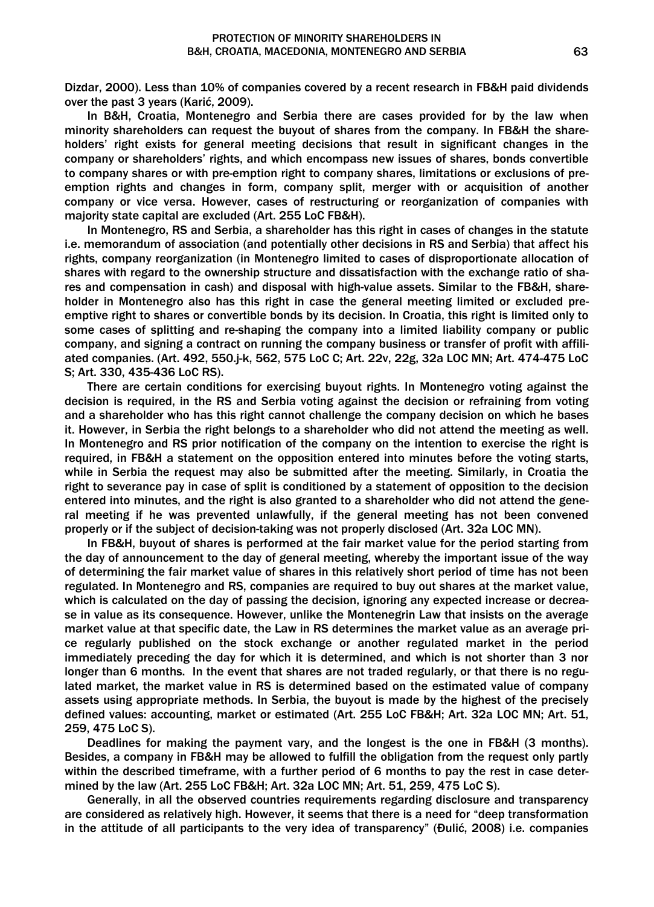Dizdar, 2000). Less than 10% of companies covered by a recent research in FB&H paid dividends over the past 3 years (Karić, 2009).

In B&H, Croatia, Montenegro and Serbia there are cases provided for by the law when minority shareholders can request the buyout of shares from the company. In FB&H the shareholders' right exists for general meeting decisions that result in significant changes in the company or shareholders' rights, and which encompass new issues of shares, bonds convertible to company shares or with pre-emption right to company shares, limitations or exclusions of pre-emption rights and changes in form, company split, merger with or acquisition of another company or vice versa. However, cases of restructuring or reorganization of companies with majority state capital are excluded (Art. 255 LoC FB&H).

In Montenegro, RS and Serbia, a shareholder has this right in cases of changes in the statute i.e. memorandum of association (and potentially other decisions in RS and Serbia) that affect his rights, company reorganization (in Montenegro limited to cases of disproportionate allocation of shares with regard to the ownership structure and dissatisfaction with the exchange ratio of shares and compensation in cash) and disposal with high-value assets. Similar to the FB&H, shareholder in Montenegro also has this right in case the general meeting limited or excluded pre-emptive right to shares or convertible bonds by its decision. In Croatia, this right is limited only to some cases of splitting and re-shaping the company into a limited liability company or public company, and signing a contract on running the company business or transfer of profit with affiliated companies. (Art. 492, 550.j-k, 562, 575 LoC C; Art. 22v, 22g, 32a LOC MN; Art. 474-475 LoC S; Art. 330, 435-436 LoC RS).

There are certain conditions for exercising buyout rights. In Montenegro voting against the decision is required, in the RS and Serbia voting against the decision or refraining from voting and a shareholder who has this right cannot challenge the company decision on which he bases it. However, in Serbia the right belongs to a shareholder who did not attend the meeting as well. In Montenegro and RS prior notification of the company on the intention to exercise the right is required, in FB&H a statement on the opposition entered into minutes before the voting starts, while in Serbia the request may also be submitted after the meeting. Similarly, in Croatia the right to severance pay in case of split is conditioned by a statement of opposition to the decision entered into minutes, and the right is also granted to a shareholder who did not attend the general meeting if he was prevented unlawfully, if the general meeting has not been convened properly or if the subject of decision-taking was not properly disclosed (Art. 32a LOC MN).

In FB&H, buyout of shares is performed at the fair market value for the period starting from the day of announcement to the day of general meeting, whereby the important issue of the way of determining the fair market value of shares in this relatively short period of time has not been regulated. In Montenegro and RS, companies are required to buy out shares at the market value, which is calculated on the day of passing the decision, ignoring any expected increase or decrease in value as its consequence. However, unlike the Montenegrin Law that insists on the average market value at that specific date, the Law in RS determines the market value as an average price regularly published on the stock exchange or another regulated market in the period immediately preceding the day for which it is determined, and which is not shorter than 3 nor longer than 6 months. In the event that shares are not traded regularly, or that there is no regulated market, the market value in RS is determined based on the estimated value of company assets using appropriate methods. In Serbia, the buyout is made by the highest of the precisely defined values: accounting, market or estimated (Art. 255 LoC FB&H; Art. 32a LOC MN; Art. 51, 259, 475 LoC S).

Deadlines for making the payment vary, and the longest is the one in FB&H (3 months). Besides, a company in FB&H may be allowed to fulfill the obligation from the request only partly within the described timeframe, with a further period of 6 months to pay the rest in case determined by the law (Art. 255 LoC FB&H; Art. 32a LOC MN; Art. 51, 259, 475 LoC S).

Generally, in all the observed countries requirements regarding disclosure and transparency are considered as relatively high. However, it seems that there is a need for "deep transformation in the attitude of all participants to the very idea of transparency" (Đulić, 2008) i.e. companies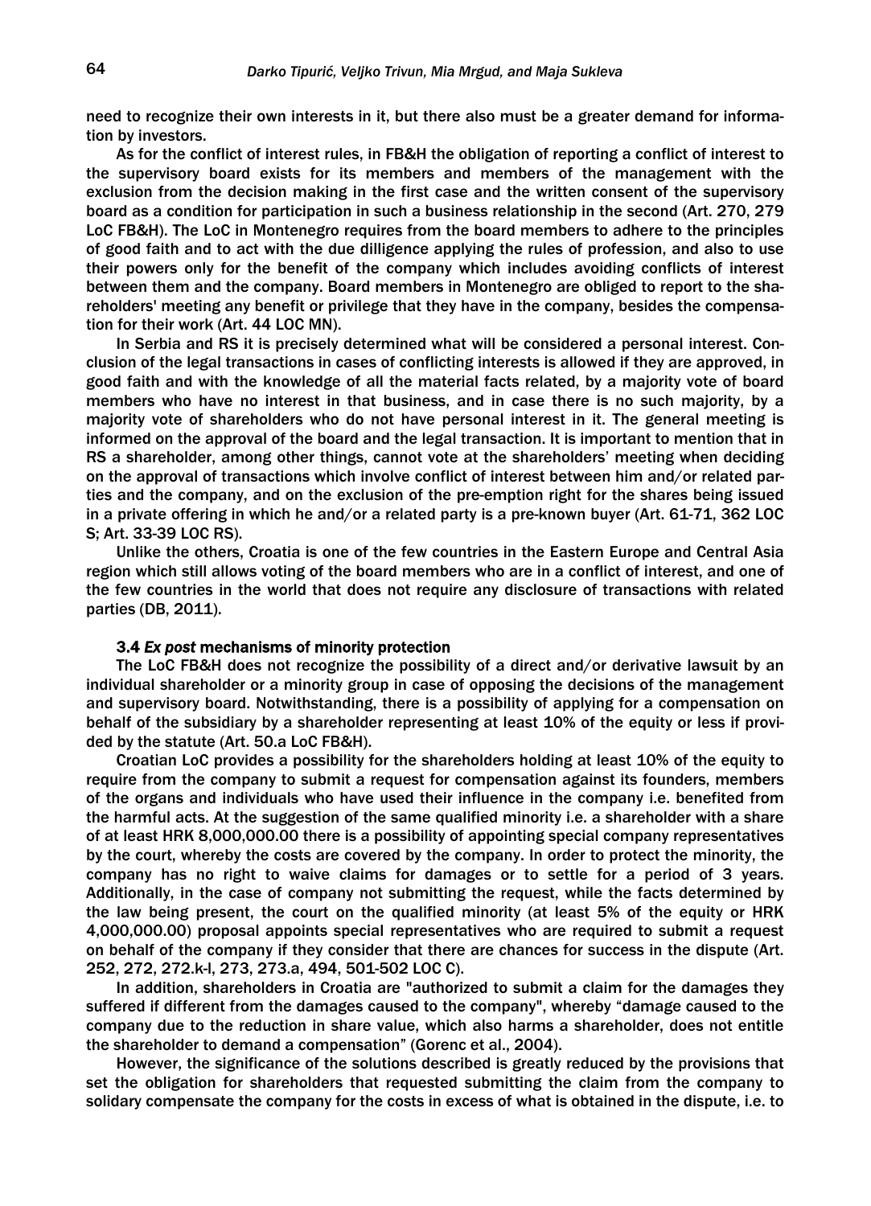need to recognize their own interests in it, but there also must be a greater demand for information by investors.

As for the conflict of interest rules, in FB&H the obligation of reporting a conflict of interest to the supervisory board exists for its members and members of the management with the exclusion from the decision making in the first case and the written consent of the supervisory board as a condition for participation in such a business relationship in the second (Art. 270, 279 LoC FB&H). The LoC in Montenegro requires from the board members to adhere to the principles of good faith and to act with the due dilligence applying the rules of profession, and also to use their powers only for the benefit of the company which includes avoiding conflicts of interest between them and the company. Board members in Montenegro are obliged to report to the shareholders' meeting any benefit or privilege that they have in the company, besides the compensation for their work (Art. 44 LOC MN).

In Serbia and RS it is precisely determined what will be considered a personal interest. Conclusion of the legal transactions in cases of conflicting interests is allowed if they are approved, in good faith and with the knowledge of all the material facts related, by a majority vote of board members who have no interest in that business, and in case there is no such majority, by a majority vote of shareholders who do not have personal interest in it. The general meeting is informed on the approval of the board and the legal transaction. It is important to mention that in RS a shareholder, among other things, cannot vote at the shareholders' meeting when deciding on the approval of transactions which involve conflict of interest between him and/or related parties and the company, and on the exclusion of the pre-emption right for the shares being issued in a private offering in which he and/or a related party is a pre-known buyer (Art. 61-71, 362 LOC S; Art. 33-39 LOC RS).

Unlike the others, Croatia is one of the few countries in the Eastern Europe and Central Asia region which still allows voting of the board members who are in a conflict of interest, and one of the few countries in the world that does not require any disclosure of transactions with related parties (DB, 2011).

### 3.4 *Ex post* mechanisms of minority protection

The LoC FB&H does not recognize the possibility of a direct and/or derivative lawsuit by an individual shareholder or a minority group in case of opposing the decisions of the management and supervisory board. Notwithstanding, there is a possibility of applying for a compensation on behalf of the subsidiary by a shareholder representing at least 10% of the equity or less if provided by the statute (Art. 50.a LoC FB&H).

Croatian LoC provides a possibility for the shareholders holding at least 10% of the equity to require from the company to submit a request for compensation against its founders, members of the organs and individuals who have used their influence in the company i.e. benefited from the harmful acts. At the suggestion of the same qualified minority i.e. a shareholder with a share of at least HRK 8,000,000.00 there is a possibility of appointing special company representatives by the court, whereby the costs are covered by the company. In order to protect the minority, the company has no right to waive claims for damages or to settle for a period of 3 years. Additionally, in the case of company not submitting the request, while the facts determined by the law being present, the court on the qualified minority (at least 5% of the equity or HRK 4,000,000.00) proposal appoints special representatives who are required to submit a request on behalf of the company if they consider that there are chances for success in the dispute (Art. 252, 272, 272.k-l, 273, 273.a, 494, 501-502 LOC C).

In addition, shareholders in Croatia are "authorized to submit a claim for the damages they suffered if different from the damages caused to the company", whereby "damage caused to the company due to the reduction in share value, which also harms a shareholder, does not entitle the shareholder to demand a compensation" (Gorenc et al., 2004).

However, the significance of the solutions described is greatly reduced by the provisions that set the obligation for shareholders that requested submitting the claim from the company to solidary compensate the company for the costs in excess of what is obtained in the dispute, i.e. to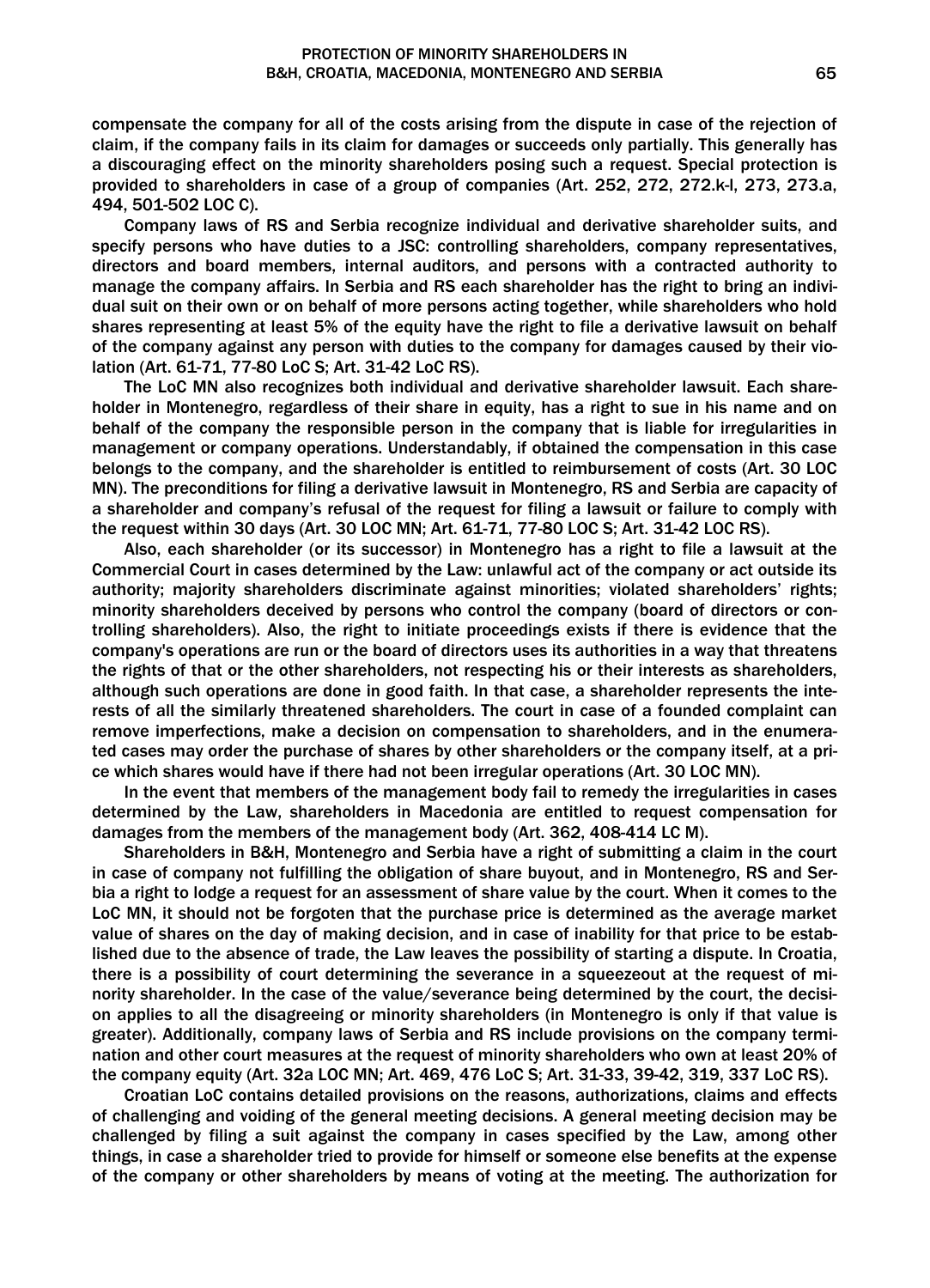compensate the company for all of the costs arising from the dispute in case of the rejection of claim, if the company fails in its claim for damages or succeeds only partially. This generally has a discouraging effect on the minority shareholders posing such a request. Special protection is provided to shareholders in case of a group of companies (Art. 252, 272, 272.k-l, 273, 273.a, 494, 501-502 LOC C).

Company laws of RS and Serbia recognize individual and derivative shareholder suits, and specify persons who have duties to a JSC: controlling shareholders, company representatives, directors and board members, internal auditors, and persons with a contracted authority to manage the company affairs. In Serbia and RS each shareholder has the right to bring an individual suit on their own or on behalf of more persons acting together, while shareholders who hold shares representing at least 5% of the equity have the right to file a derivative lawsuit on behalf of the company against any person with duties to the company for damages caused by their violation (Art. 61-71, 77-80 LoC S; Art. 31-42 LoC RS).

The LoC MN also recognizes both individual and derivative shareholder lawsuit. Each shareholder in Montenegro, regardless of their share in equity, has a right to sue in his name and on behalf of the company the responsible person in the company that is liable for irregularities in management or company operations. Understandably, if obtained the compensation in this case belongs to the company, and the shareholder is entitled to reimbursement of costs (Art. 30 LOC MN). The preconditions for filing a derivative lawsuit in Montenegro, RS and Serbia are capacity of a shareholder and company's refusal of the request for filing a lawsuit or failure to comply with the request within 30 days (Art. 30 LOC MN; Art. 61-71, 77-80 LOC S; Art. 31-42 LOC RS).

Also, each shareholder (or its successor) in Montenegro has a right to file a lawsuit at the Commercial Court in cases determined by the Law: unlawful act of the company or act outside its authority; majority shareholders discriminate against minorities; violated shareholders' rights; minority shareholders deceived by persons who control the company (board of directors or controlling shareholders). Also, the right to initiate proceedings exists if there is evidence that the company's operations are run or the board of directors uses its authorities in a way that threatens the rights of that or the other shareholders, not respecting his or their interests as shareholders, although such operations are done in good faith. In that case, a shareholder represents the interests of all the similarly threatened shareholders. The court in case of a founded complaint can remove imperfections, make a decision on compensation to shareholders, and in the enumerated cases may order the purchase of shares by other shareholders or the company itself, at a price which shares would have if there had not been irregular operations (Art. 30 LOC MN).

In the event that members of the management body fail to remedy the irregularities in cases determined by the Law, shareholders in Macedonia are entitled to request compensation for damages from the members of the management body (Art. 362, 408-414 LC M).

Shareholders in B&H, Montenegro and Serbia have a right of submitting a claim in the court in case of company not fulfilling the obligation of share buyout, and in Montenegro, RS and Serbia a right to lodge a request for an assessment of share value by the court. When it comes to the LoC MN, it should not be forgoten that the purchase price is determined as the average market value of shares on the day of making decision, and in case of inability for that price to be established due to the absence of trade, the Law leaves the possibility of starting a dispute. In Croatia, there is a possibility of court determining the severance in a squeezeout at the request of minority shareholder. In the case of the value/severance being determined by the court, the decision applies to all the disagreeing or minority shareholders (in Montenegro is only if that value is greater). Additionally, company laws of Serbia and RS include provisions on the company termination and other court measures at the request of minority shareholders who own at least 20% of the company equity (Art. 32a LOC MN; Art. 469, 476 LoC S; Art. 31-33, 39-42, 319, 337 LoC RS).

Croatian LoC contains detailed provisions on the reasons, authorizations, claims and effects of challenging and voiding of the general meeting decisions. A general meeting decision may be challenged by filing a suit against the company in cases specified by the Law, among other things, in case a shareholder tried to provide for himself or someone else benefits at the expense of the company or other shareholders by means of voting at the meeting. The authorization for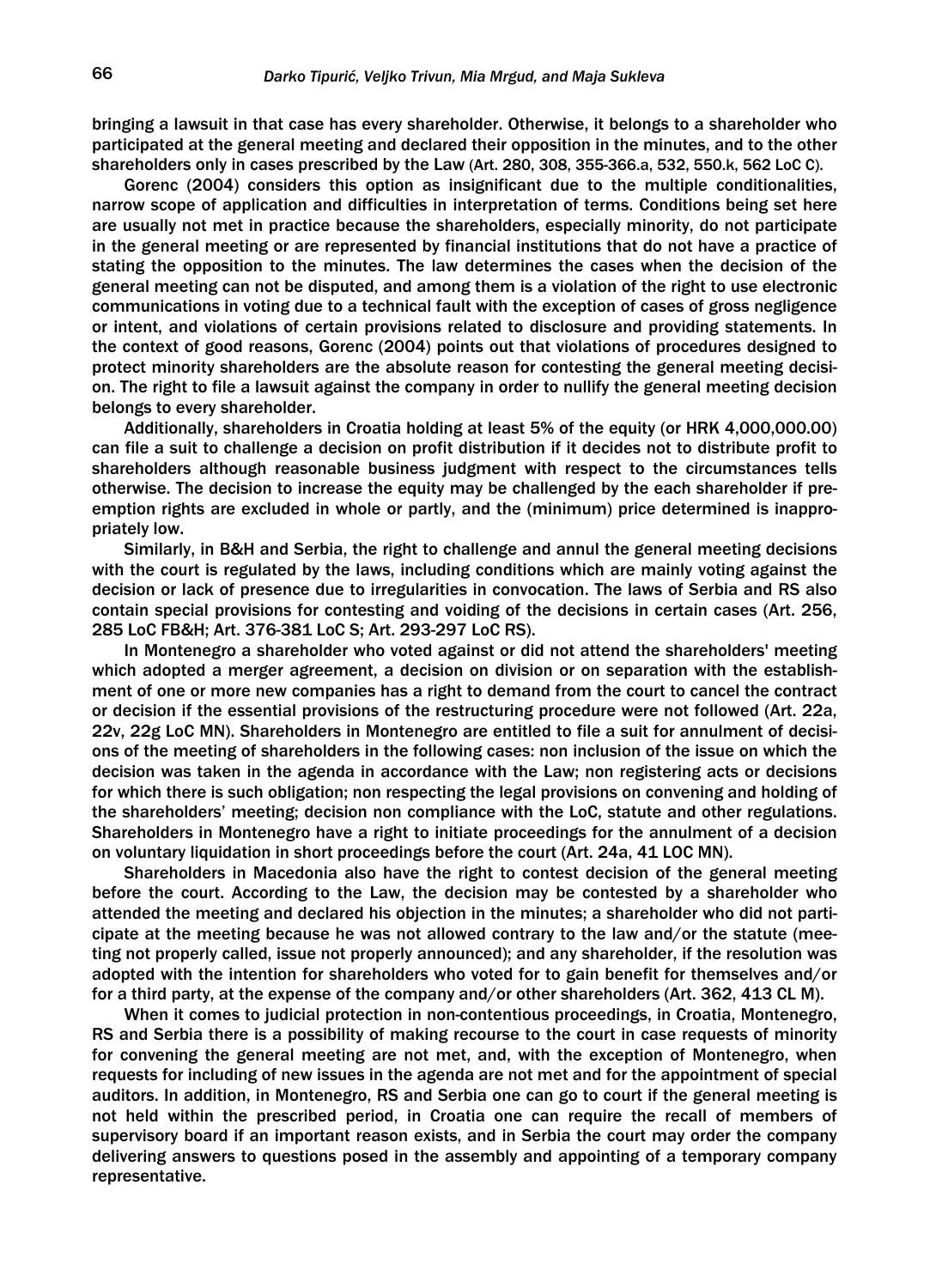bringing a lawsuit in that case has every shareholder. Otherwise, it belongs to a shareholder who participated at the general meeting and declared their opposition in the minutes, and to the other shareholders only in cases prescribed by the Law (Art. 280, 308, 355-366.a, 532, 550.k, 562 LoC C).

Gorenc (2004) considers this option as insignificant due to the multiple conditionalities, narrow scope of application and difficulties in interpretation of terms. Conditions being set here are usually not met in practice because the shareholders, especially minority, do not participate in the general meeting or are represented by financial institutions that do not have a practice of stating the opposition to the minutes. The law determines the cases when the decision of the general meeting can not be disputed, and among them is a violation of the right to use electronic communications in voting due to a technical fault with the exception of cases of gross negligence or intent, and violations of certain provisions related to disclosure and providing statements. In the context of good reasons, Gorenc (2004) points out that violations of procedures designed to protect minority shareholders are the absolute reason for contesting the general meeting decision. The right to file a lawsuit against the company in order to nullify the general meeting decision belongs to every shareholder.

Additionally, shareholders in Croatia holding at least 5% of the equity (or HRK 4,000,000.00) can file a suit to challenge a decision on profit distribution if it decides not to distribute profit to shareholders although reasonable business judgment with respect to the circumstances tells otherwise. The decision to increase the equity may be challenged by the each shareholder if preemption rights are excluded in whole or partly, and the (minimum) price determined is inappropriately low.

Similarly, in B&H and Serbia, the right to challenge and annul the general meeting decisions with the court is regulated by the laws, including conditions which are mainly voting against the decision or lack of presence due to irregularities in convocation. The laws of Serbia and RS also contain special provisions for contesting and voiding of the decisions in certain cases (Art. 256, 285 LoC FB&H; Art. 376-381 LoC S; Art. 293-297 LoC RS).

In Montenegro a shareholder who voted against or did not attend the shareholders' meeting which adopted a merger agreement, a decision on division or on separation with the establishment of one or more new companies has a right to demand from the court to cancel the contract or decision if the essential provisions of the restructuring procedure were not followed (Art. 22a, 22v, 22g LoC MN). Shareholders in Montenegro are entitled to file a suit for annulment of decisions of the meeting of shareholders in the following cases: non inclusion of the issue on which the decision was taken in the agenda in accordance with the Law; non registering acts or decisions for which there is such obligation; non respecting the legal provisions on convening and holding of the shareholders' meeting; decision non compliance with the LoC, statute and other regulations. Shareholders in Montenegro have a right to initiate proceedings for the annulment of a decision on voluntary liquidation in short proceedings before the court (Art. 24a, 41 LOC MN).

Shareholders in Macedonia also have the right to contest decision of the general meeting before the court. According to the Law, the decision may be contested by a shareholder who attended the meeting and declared his objection in the minutes; a shareholder who did not participate at the meeting because he was not allowed contrary to the law and/or the statute (meeting not properly called, issue not properly announced); and any shareholder, if the resolution was adopted with the intention for shareholders who voted for to gain benefit for themselves and/or for a third party, at the expense of the company and/or other shareholders (Art. 362, 413 CL M).

When it comes to judicial protection in non-contentious proceedings, in Croatia, Montenegro, RS and Serbia there is a possibility of making recourse to the court in case requests of minority for convening the general meeting are not met, and, with the exception of Montenegro, when requests for including of new issues in the agenda are not met and for the appointment of special auditors. In addition, in Montenegro, RS and Serbia one can go to court if the general meeting is not held within the prescribed period, in Croatia one can require the recall of members of supervisory board if an important reason exists, and in Serbia the court may order the company delivering answers to questions posed in the assembly and appointing of a temporary company representative.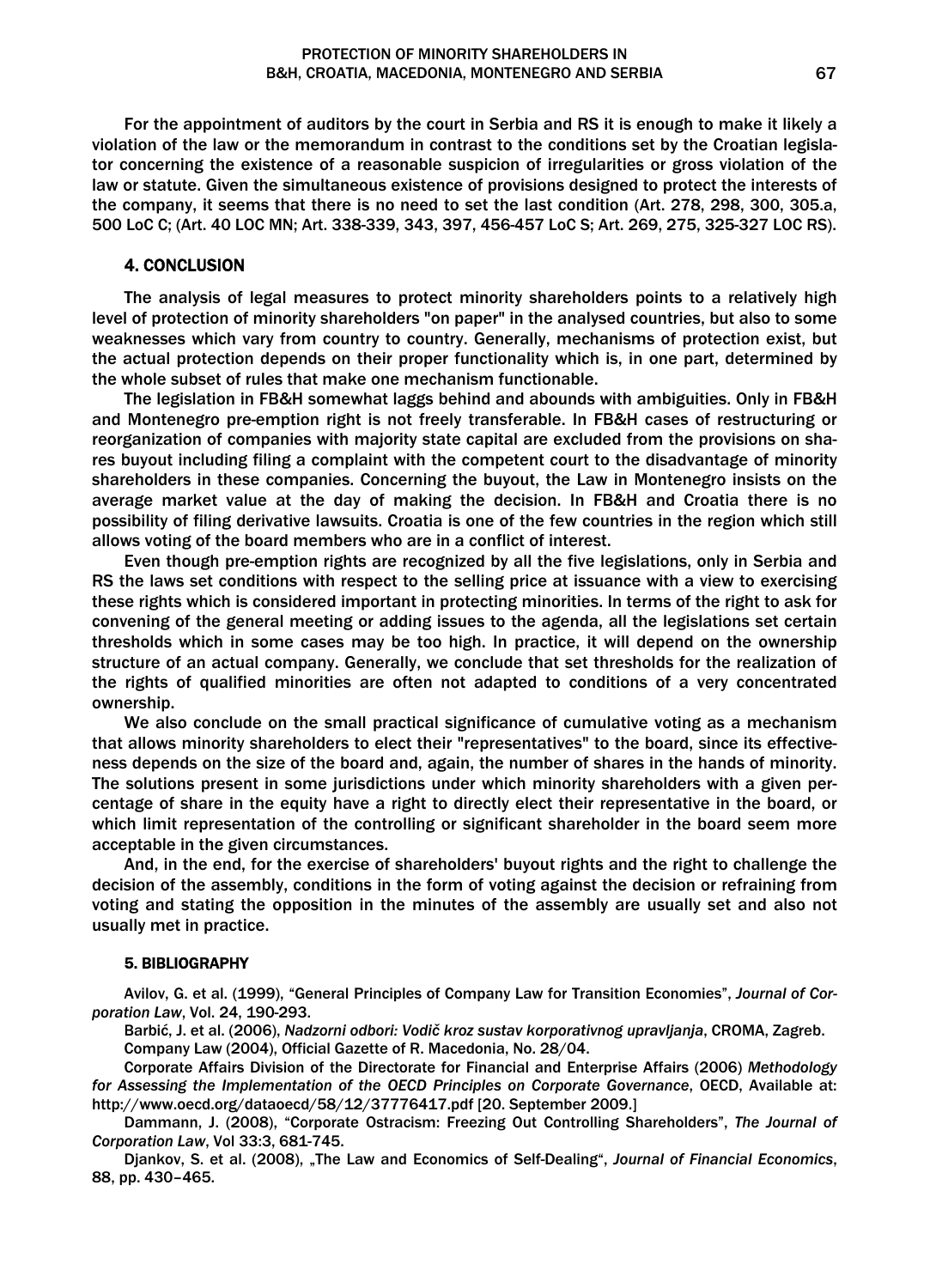For the appointment of auditors by the court in Serbia and RS it is enough to make it likely a violation of the law or the memorandum in contrast to the conditions set by the Croatian legislator concerning the existence of a reasonable suspicion of irregularities or gross violation of the law or statute. Given the simultaneous existence of provisions designed to protect the interests of the company, it seems that there is no need to set the last condition (Art. 278, 298, 300, 305.a, 500 LoC C; (Art. 40 LOC MN; Art. 338-339, 343, 397, 456-457 LoC S; Art. 269, 275, 325-327 LOC RS).

## 4. CONCLUSION

The analysis of legal measures to protect minority shareholders points to a relatively high level of protection of minority shareholders "on paper" in the analysed countries, but also to some weaknesses which vary from country to country. Generally, mechanisms of protection exist, but the actual protection depends on their proper functionality which is, in one part, determined by the whole subset of rules that make one mechanism functionable.

The legislation in FB&H somewhat laggs behind and abounds with ambiguities. Only in FB&H and Montenegro pre-emption right is not freely transferable. In FB&H cases of restructuring or reorganization of companies with majority state capital are excluded from the provisions on shares buyout including filing a complaint with the competent court to the disadvantage of minority shareholders in these companies. Concerning the buyout, the Law in Montenegro insists on the average market value at the day of making the decision. In FB&H and Croatia there is no possibility of filing derivative lawsuits. Croatia is one of the few countries in the region which still allows voting of the board members who are in a conflict of interest.

Even though pre-emption rights are recognized by all the five legislations, only in Serbia and RS the laws set conditions with respect to the selling price at issuance with a view to exercising these rights which is considered important in protecting minorities. In terms of the right to ask for convening of the general meeting or adding issues to the agenda, all the legislations set certain thresholds which in some cases may be too high. In practice, it will depend on the ownership structure of an actual company. Generally, we conclude that set thresholds for the realization of the rights of qualified minorities are often not adapted to conditions of a very concentrated ownership.

We also conclude on the small practical significance of cumulative voting as a mechanism that allows minority shareholders to elect their "representatives" to the board, since its effectiveness depends on the size of the board and, again, the number of shares in the hands of minority. The solutions present in some jurisdictions under which minority shareholders with a given percentage of share in the equity have a right to directly elect their representative in the board, or which limit representation of the controlling or significant shareholder in the board seem more acceptable in the given circumstances.

And, in the end, for the exercise of shareholders' buyout rights and the right to challenge the decision of the assembly, conditions in the form of voting against the decision or refraining from voting and stating the opposition in the minutes of the assembly are usually set and also not usually met in practice.

### 5. BIBLIOGRAPHY

Avilov, G. et al. (1999), "General Principles of Company Law for Transition Economies", *Journal of Corporation Law*, Vol. 24, 190-293.

Barbić, J. et al. (2006), *Nadzorni odbori: Vodič kroz sustav korporativnog upravljanja*, CROMA, Zagreb.

Company Law (2004), Official Gazette of R. Macedonia, No. 28/04.

Corporate Affairs Division of the Directorate for Financial and Enterprise Affairs (2006) *Methodology for Assessing the Implementation of the OECD Principles on Corporate Governance*, OECD, Available at: http://www.oecd.org/dataoecd/58/12/37776417.pdf [20. September 2009.]

Dammann, J. (2008), "Corporate Ostracism: Freezing Out Controlling Shareholders", *The Journal of Corporation Law*, Vol 33:3, 681-745.

Djankov, S. et al. (2008), „The Law and Economics of Self-Dealing", *Journal of Financial Economics*, 88, pp. 430–465.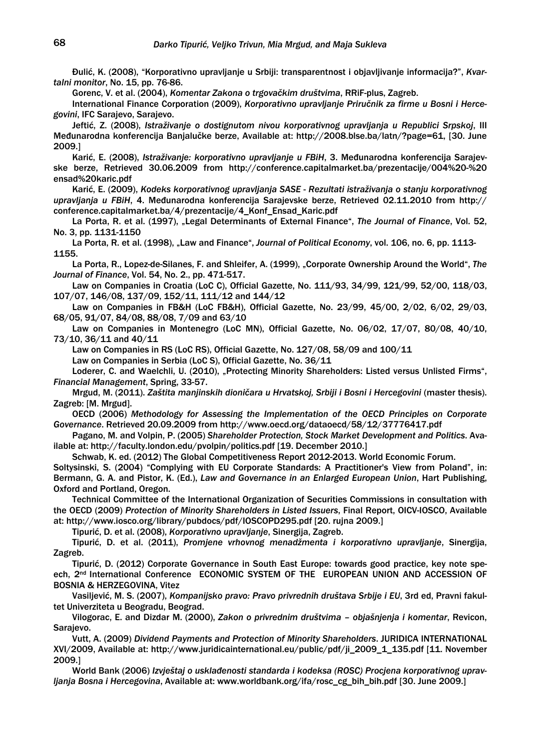Đulić, K. (2008), "Korporativno upravljanje u Srbiji: transparentnost i objavljivanje informacija?", *Kvartalni monitor*, No. 15, pp. 76-86.

Gorenc, V. et al. (2004), *Komentar Zakona o trgovačkim društvima*, RRiF-plus, Zagreb.

International Finance Corporation (2009), *Korporativno upravljanje Priručnik za firme u Bosni i Hercegovini*, IFC Sarajevo, Sarajevo.

Jeftić, Z. (2008), *Istraživanje o dostignutom nivou korporativnog upravljanja u Republici Srpskoj*, III Međunarodna konferencija Banjalučke berze, Available at: http://2008.blse.ba/latn/?page=61, [30. June 2009.]

Karić, E. (2008), *Istraživanje: korporativno upravljanje u FBiH*, 3. Međunarodna konferencija Sarajevske berze, Retrieved 30.06.2009 from http://conference.capitalmarket.ba/prezentacije/004%20-%20ensad%20karic.pdf

Karić, E. (2009), *Kodeks korporativnog upravljanja SASE - Rezultati istraživanja o stanju korporativnog upravljanja u FBiH*, 4. Međunarodna konferencija Sarajevske berze, Retrieved 02.11.2010 from http://conference.capitalmarket.ba/4/prezentacije/4_Konf_Ensad_Karic.pdf

La Porta, R. et al. (1997), „Legal Determinants of External Finance", *The Journal of Finance*, Vol. 52, No. 3, pp. 1131-1150

La Porta, R. et al. (1998), „Law and Finance", *Journal of Political Economy*, vol. 106, no. 6, pp. 1113-1155.

La Porta, R., Lopez-de-Silanes, F. and Shleifer, A. (1999), „Corporate Ownership Around the World", *The Journal of Finance*, Vol. 54, No. 2., pp. 471-517.

Law on Companies in Croatia (LoC C), Official Gazette, No. 111/93, 34/99, 121/99, 52/00, 118/03, 107/07, 146/08, 137/09, 152/11, 111/12 and 144/12

Law on Companies in FB&H (LoC FB&H), Official Gazette, No. 23/99, 45/00, 2/02, 6/02, 29/03, 68/05, 91/07, 84/08, 88/08, 7/09 and 63/10

Law on Companies in Montenegro (LoC MN), Official Gazette, No. 06/02, 17/07, 80/08, 40/10, 73/10, 36/11 and 40/11

Law on Companies in RS (LoC RS), Official Gazette, No. 127/08, 58/09 and 100/11

Law on Companies in Serbia (LoC S), Official Gazette, No. 36/11

Loderer, C. and Waelchli, U. (2010), „Protecting Minority Shareholders: Listed versus Unlisted Firms", *Financial Management*, Spring, 33-57.

Mrgud, M. (2011). *Zaštita manjinskih dioničara u Hrvatskoj, Srbiji i Bosni i Hercegovini* (master thesis). Zagreb: [M. Mrgud].

OECD (2006) *Methodology for Assessing the Implementation of the OECD Principles on Corporate Governance*. Retrieved 20.09.2009 from http://www.oecd.org/dataoecd/58/12/37776417.pdf

Pagano, M. and Volpin, P. (2005) *Shareholder Protection, Stock Market Development and Politics*. Available at: http://faculty.london.edu/pvolpin/politics.pdf [19. December 2010.]

Schwab, K. ed. (2012) The Global Competitiveness Report 2012-2013. World Economic Forum.

Soltysinski, S. (2004) "Complying with EU Corporate Standards: A Practitioner's View from Poland", in: Bermann, G. A. and Pistor, K. (Ed.), *Law and Governance in an Enlarged European Union*, Hart Publishing, Oxford and Portland, Oregon.

Technical Committee of the International Organization of Securities Commissions in consultation with the OECD (2009) *Protection of Minority Shareholders in Listed Issuers*, Final Report, OICV-IOSCO, Available at: http://www.iosco.org/library/pubdocs/pdf/IOSCOPD295.pdf [20. rujna 2009.]

Tipurić, D. et al. (2008), *Korporativno upravljanje*, Sinergija, Zagreb.

Tipurić, D. et al. (2011), *Promjene vrhovnog menadžmenta i korporativno upravljanje*, Sinergija, Zagreb.

Tipurić, D. (2012) Corporate Governance in South East Europe: towards good practice, key note speech, 2nd International Conference ECONOMIC SYSTEM OF THE EUROPEAN UNION AND ACCESSION OF BOSNIA & HERZEGOVINA, Vitez

Vasiljević, M. S. (2007), *Kompanijsko pravo: Pravo privrednih društava Srbije i EU*, 3rd ed, Pravni fakultet Univerziteta u Beogradu, Beograd.

Vilogorac, E. and Dizdar M. (2000), *Zakon o privrednim društvima – objašnjenja i komentar*, Revicon, Sarajevo.

Vutt, A. (2009) *Dividend Payments and Protection of Minority Shareholders*. JURIDICA INTERNATIONAL XVI/2009, Available at: http://www.juridicainternational.eu/public/pdf/ji_2009_1_135.pdf [11. November 2009.]

World Bank (2006) *Izvještaj o usklađenosti standarda i kodeksa (ROSC) Procjena korporativnog upravljanja Bosna i Hercegovina*, Available at: www.worldbank.org/ifa/rosc_cg_bih_bih.pdf [30. June 2009.]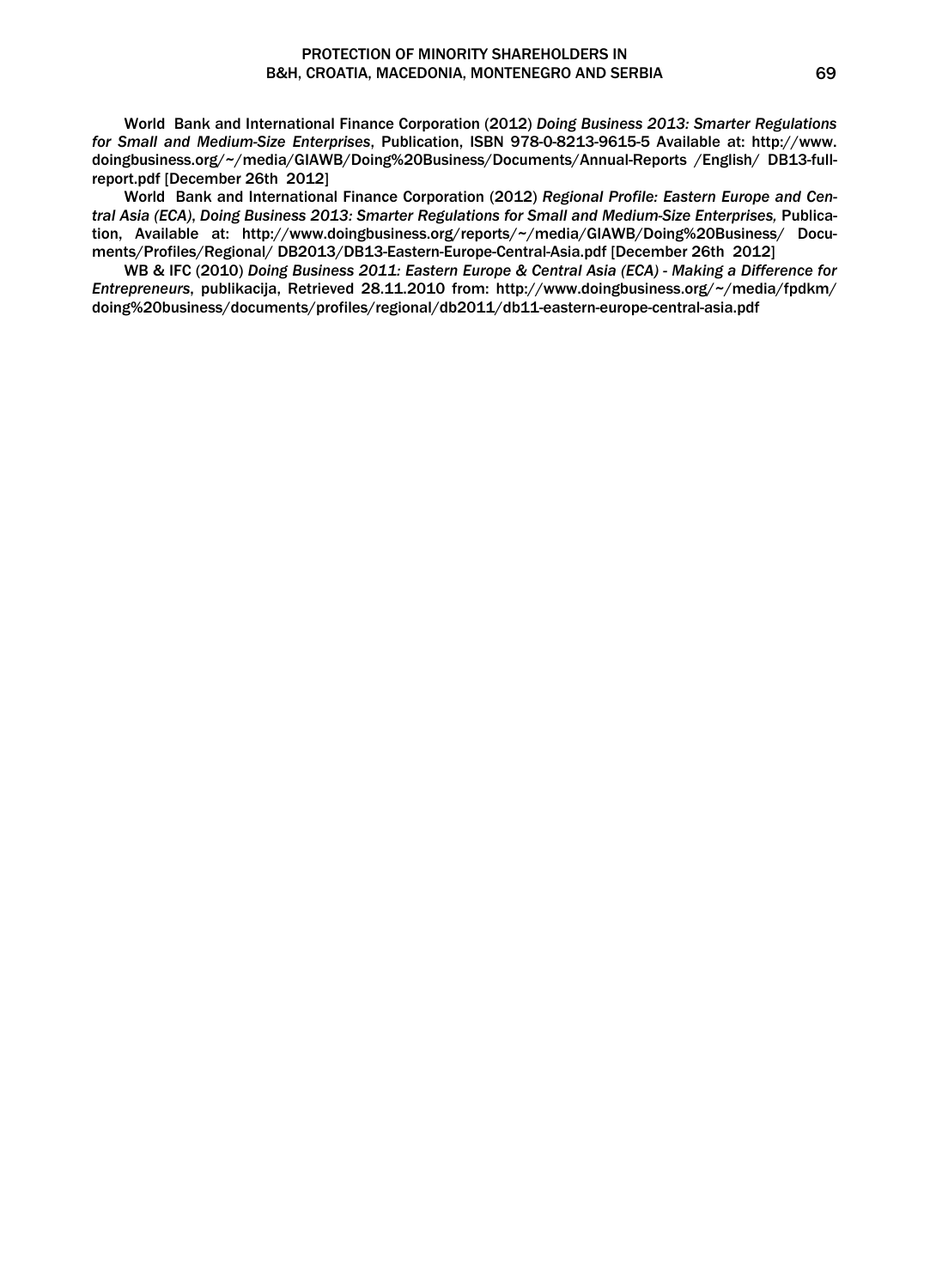World Bank and International Finance Corporation (2012) *Doing Business 2013: Smarter Regulations for Small and Medium-Size Enterprises*, Publication, ISBN 978-0-8213-9615-5 Available at: http://www.doingbusiness.org/~/media/GIAWB/Doing%20Business/Documents/Annual-Reports /English/ DB13-full-report.pdf [December 26th 2012]

World Bank and International Finance Corporation (2012) *Regional Profile: Eastern Europe and Central Asia (ECA)*, *Doing Business 2013: Smarter Regulations for Small and Medium-Size Enterprises,* Publication, Available at: http://www.doingbusiness.org/reports/~/media/GIAWB/Doing%20Business/ Documents/Profiles/Regional/ DB2013/DB13-Eastern-Europe-Central-Asia.pdf [December 26th 2012]

WB & IFC (2010) *Doing Business 2011: Eastern Europe & Central Asia (ECA) - Making a Difference for Entrepreneurs*, publikacija, Retrieved 28.11.2010 from: http://www.doingbusiness.org/~/media/fpdkm/doing%20business/documents/profiles/regional/db2011/db11-eastern-europe-central-asia.pdf